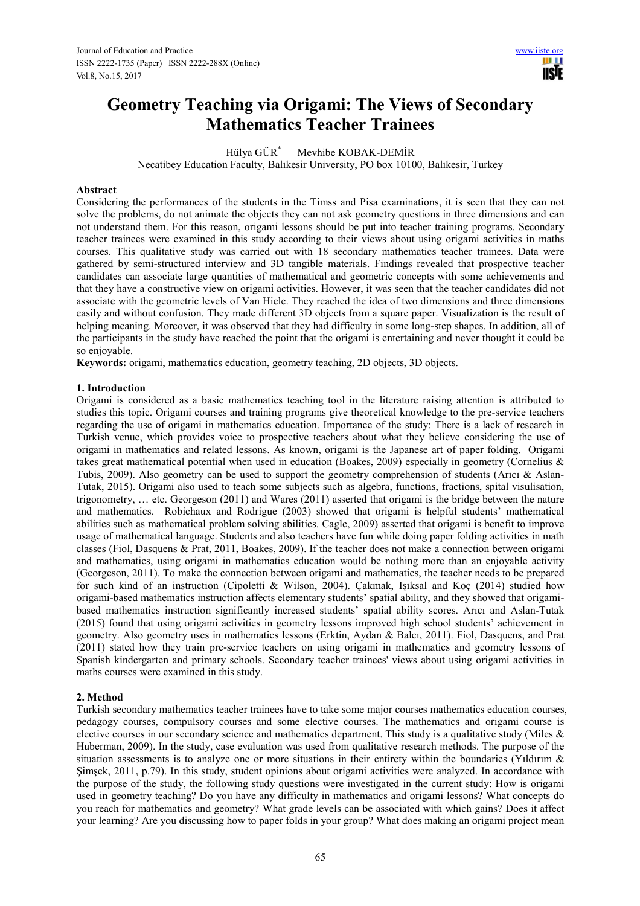# Geometry Teaching via Origami: The Views of Secondary Mathematics Teacher Trainees

Hülya GÜR* Mevhibe KOBAK-DEMİR

Necatibey Education Faculty, Balıkesir University, PO box 10100, Balıkesir, Turkey

## Abstract

Considering the performances of the students in the Timss and Pisa examinations, it is seen that they can not solve the problems, do not animate the objects they can not ask geometry questions in three dimensions and can not understand them. For this reason, origami lessons should be put into teacher training programs. Secondary teacher trainees were examined in this study according to their views about using origami activities in maths courses. This qualitative study was carried out with 18 secondary mathematics teacher trainees. Data were gathered by semi-structured interview and 3D tangible materials. Findings revealed that prospective teacher candidates can associate large quantities of mathematical and geometric concepts with some achievements and that they have a constructive view on origami activities. However, it was seen that the teacher candidates did not associate with the geometric levels of Van Hiele. They reached the idea of two dimensions and three dimensions easily and without confusion. They made different 3D objects from a square paper. Visualization is the result of helping meaning. Moreover, it was observed that they had difficulty in some long-step shapes. In addition, all of the participants in the study have reached the point that the origami is entertaining and never thought it could be so enjoyable.

**Keywords:** origami, mathematics education, geometry teaching, 2D objects, 3D objects.

## 1. Introduction

Origami is considered as a basic mathematics teaching tool in the literature raising attention is attributed to studies this topic. Origami courses and training programs give theoretical knowledge to the pre-service teachers regarding the use of origami in mathematics education. Importance of the study: There is a lack of research in Turkish venue, which provides voice to prospective teachers about what they believe considering the use of origami in mathematics and related lessons. As known, origami is the Japanese art of paper folding. Origami takes great mathematical potential when used in education (Boakes, 2009) especially in geometry (Cornelius & Tubis, 2009). Also geometry can be used to support the geometry comprehension of students (Arıcı & Aslan-Tutak, 2015). Origami also used to teach some subjects such as algebra, functions, fractions, spital visulisation, trigonometry, … etc. Georgeson (2011) and Wares (2011) asserted that origami is the bridge between the nature and mathematics. Robichaux and Rodrigue (2003) showed that origami is helpful students' mathematical abilities such as mathematical problem solving abilities. Cagle, 2009) asserted that origami is benefit to improve usage of mathematical language. Students and also teachers have fun while doing paper folding activities in math classes (Fiol, Dasquens & Prat, 2011, Boakes, 2009). If the teacher does not make a connection between origami and mathematics, using origami in mathematics education would be nothing more than an enjoyable activity (Georgeson, 2011). To make the connection between origami and mathematics, the teacher needs to be prepared for such kind of an instruction (Cipoletti & Wilson, 2004). Çakmak, Işıksal and Koç (2014) studied how origami-based mathematics instruction affects elementary students' spatial ability, and they showed that origami-based mathematics instruction significantly increased students' spatial ability scores. Arıcı and Aslan-Tutak (2015) found that using origami activities in geometry lessons improved high school students' achievement in geometry. Also geometry uses in mathematics lessons (Erktin, Aydan & Balcı, 2011). Fiol, Dasquens, and Prat (2011) stated how they train pre-service teachers on using origami in mathematics and geometry lessons of Spanish kindergarten and primary schools. Secondary teacher trainees' views about using origami activities in maths courses were examined in this study.

## 2. Method

Turkish secondary mathematics teacher trainees have to take some major courses mathematics education courses, pedagogy courses, compulsory courses and some elective courses. The mathematics and origami course is elective courses in our secondary science and mathematics department. This study is a qualitative study (Miles & Huberman, 2009). In the study, case evaluation was used from qualitative research methods. The purpose of the situation assessments is to analyze one or more situations in their entirety within the boundaries (Yıldırım & Şimşek, 2011, p.79). In this study, student opinions about origami activities were analyzed. In accordance with the purpose of the study, the following study questions were investigated in the current study: How is origami used in geometry teaching? Do you have any difficulty in mathematics and origami lessons? What concepts do you reach for mathematics and geometry? What grade levels can be associated with which gains? Does it affect your learning? Are you discussing how to paper folds in your group? What does making an origami project mean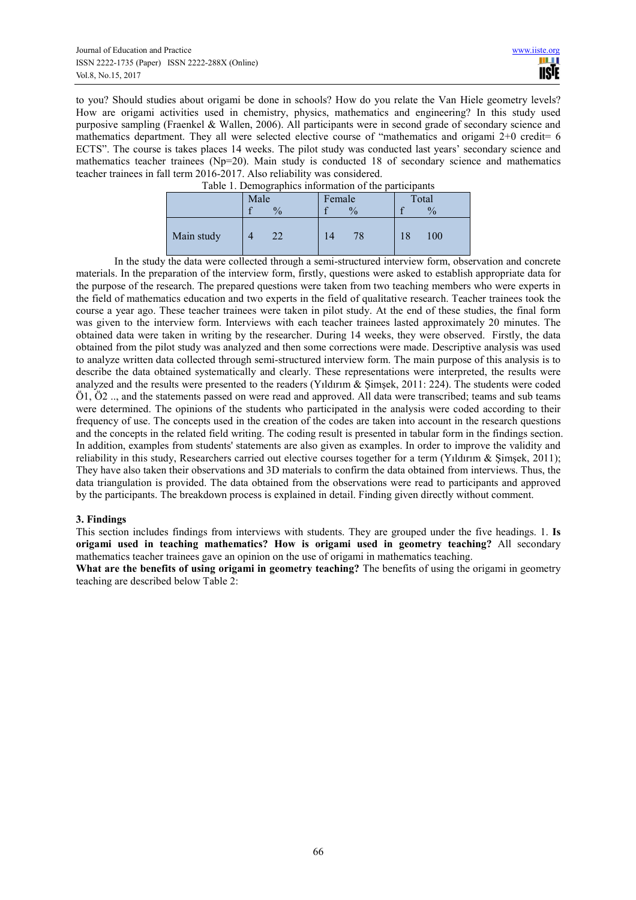to you? Should studies about origami be done in schools? How do you relate the Van Hiele geometry levels? How are origami activities used in chemistry, physics, mathematics and engineering? In this study used purposive sampling (Fraenkel & Wallen, 2006). All participants were in second grade of secondary science and mathematics department. They all were selected elective course of "mathematics and origami 2+0 credit= 6 ECTS". The course is takes places 14 weeks. The pilot study was conducted last years' secondary science and mathematics teacher trainees (Np=20). Main study is conducted 18 of secondary science and mathematics teacher trainees in fall term 2016-2017. Also reliability was considered.

Table 1. Demographics information of the participants

| | Male | | Female | | Total | |
|---|---|---|---|---|---|---|
| | f | % | f | % | f | % |
| Main study | 4 | 22 | 14 | 78 | 18 | 100 |

In the study the data were collected through a semi-structured interview form, observation and concrete materials. In the preparation of the interview form, firstly, questions were asked to establish appropriate data for the purpose of the research. The prepared questions were taken from two teaching members who were experts in the field of mathematics education and two experts in the field of qualitative research. Teacher trainees took the course a year ago. These teacher trainees were taken in pilot study. At the end of these studies, the final form was given to the interview form. Interviews with each teacher trainees lasted approximately 20 minutes. The obtained data were taken in writing by the researcher. During 14 weeks, they were observed. Firstly, the data obtained from the pilot study was analyzed and then some corrections were made. Descriptive analysis was used to analyze written data collected through semi-structured interview form. The main purpose of this analysis is to describe the data obtained systematically and clearly. These representations were interpreted, the results were analyzed and the results were presented to the readers (Yıldırım & Şimşek, 2011: 224). The students were coded Ö1, Ö2 .., and the statements passed on were read and approved. All data were transcribed; teams and sub teams were determined. The opinions of the students who participated in the analysis were coded according to their frequency of use. The concepts used in the creation of the codes are taken into account in the research questions and the concepts in the related field writing. The coding result is presented in tabular form in the findings section. In addition, examples from students' statements are also given as examples. In order to improve the validity and reliability in this study, Researchers carried out elective courses together for a term (Yıldırım & Şimşek, 2011); They have also taken their observations and 3D materials to confirm the data obtained from interviews. Thus, the data triangulation is provided. The data obtained from the observations were read to participants and approved by the participants. The breakdown process is explained in detail. Finding given directly without comment.

## 3. Findings

This section includes findings from interviews with students. They are grouped under the five headings. 1. **Is origami used in teaching mathematics? How is origami used in geometry teaching?** All secondary mathematics teacher trainees gave an opinion on the use of origami in mathematics teaching.

**What are the benefits of using origami in geometry teaching?** The benefits of using the origami in geometry teaching are described below Table 2: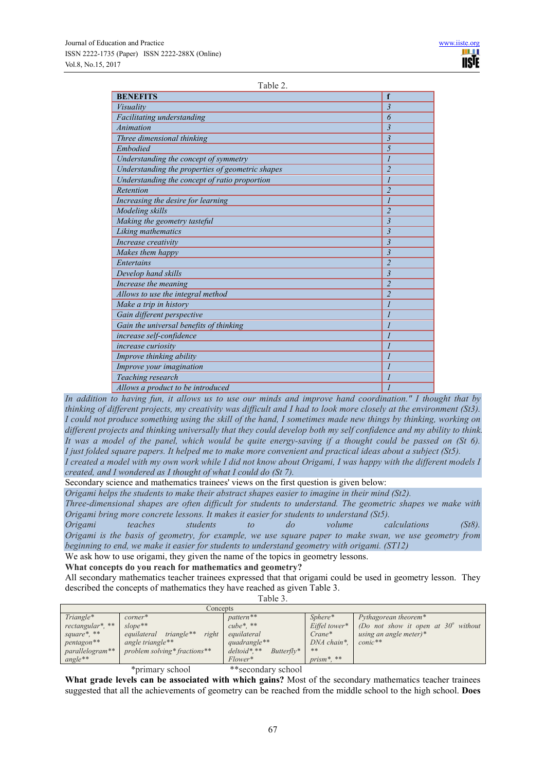Table 2.

| BENEFITS | f |
|---|---|
| *Visuality* | *3* |
| *Facilitating understanding* | *6* |
| *Animation* | *3* |
| *Three dimensional thinking* | *3* |
| *Embodied* | *5* |
| *Understanding the concept of symmetry* | *1* |
| *Understanding the properties of geometric shapes* | *2* |
| *Understanding the concept of ratio proportion* | *1* |
| *Retention* | *2* |
| *Increasing the desire for learning* | *1* |
| *Modeling skills* | *2* |
| *Making the geometry tasteful* | *3* |
| *Liking mathematics* | *3* |
| *Increase creativity* | *3* |
| *Makes them happy* | *3* |
| *Entertains* | *2* |
| *Develop hand skills* | *3* |
| *Increase the meaning* | *2* |
| *Allows to use the integral method* | *2* |
| *Make a trip in history* | *1* |
| *Gain different perspective* | *1* |
| *Gain the universal benefits of thinking* | *1* |
| *increase self-confidence* | *1* |
| *increase curiosity* | *1* |
| *Improve thinking ability* | *1* |
| *Improve your imagination* | *1* |
| *Teaching research* | *1* |
| *Allows a product to be introduced* | *1* |

*In addition to having fun, it allows us to use our minds and improve hand coordination." I thought that by thinking of different projects, my creativity was difficult and I had to look more closely at the environment (St3). I could not produce something using the skill of the hand, I sometimes made new things by thinking, working on different projects and thinking universally that they could develop both my self confidence and my ability to think. It was a model of the panel, which would be quite energy-saving if a thought could be passed on (St 6). I just folded square papers. It helped me to make more convenient and practical ideas about a subject (St5). I created a model with my own work while I did not know about Origami, I was happy with the different models I created, and I wondered as I thought of what I could do (St 7).*

Secondary science and mathematics trainees' views on the first question is given below:

*Origami helps the students to make their abstract shapes easier to imagine in their mind (St2).*
*Three-dimensional shapes are often difficult for students to understand. The geometric shapes we make with Origami bring more concrete lessons. It makes it easier for students to understand (St5).*
*Origami teaches students to do volume calculations (St8).*
*Origami is the basis of geometry, for example, we use square paper to make swan, we use geometry from beginning to end, we make it easier for students to understand geometry with origami. (ST12)*

We ask how to use origami, they given the name of the topics in geometry lessons.

**What concepts do you reach for mathematics and geometry?**

All secondary mathematics teacher trainees expressed that that origami could be used in geometry lesson. They described the concepts of mathematics they have reached as given Table 3.

Table 3.

| Concepts | | | | |
|---|---|---|---|---|
| *Triangle** | *corner** | *pattern*** | *Sphere** | *Pythagorean theorem** |
| *rectangular*, *** | *slope*** | *cube*, *** | *Eiffel tower** | *(Do not show it open at 30° without* |
| *square*, *** | *equilateral triangle** right* | *equilateral* | *Crane** | *using an angle meter)** |
| *pentagon*** | *angle triangle*** | *quadrangle*** | *DNA chain*,* | *conic*** |
| *parallelogram*** | *problem solving* fractions*** | *deltoid*,** Butterfly** | *** | |
| *angle*** | | *Flower** | *prism*, *** | |

*primary school **secondary school

**What grade levels can be associated with which gains?** Most of the secondary mathematics teacher trainees suggested that all the achievements of geometry can be reached from the middle school to the high school. **Does**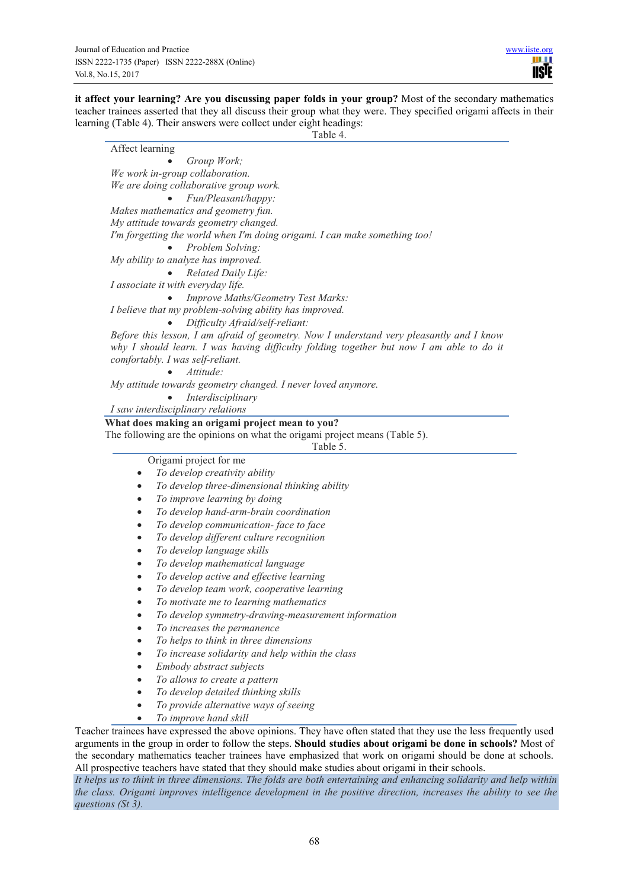**it affect your learning? Are you discussing paper folds in your group?** Most of the secondary mathematics teacher trainees asserted that they all discuss their group what they were. They specified origami affects in their learning (Table 4). Their answers were collect under eight headings:

Table 4.

Affect learning

- *Group Work;*

*We work in-group collaboration.*
*We are doing collaborative group work.*

- *Fun/Pleasant/happy:*

*Makes mathematics and geometry fun.*
*My attitude towards geometry changed.*
*I'm forgetting the world when I'm doing origami. I can make something too!*

- *Problem Solving:*

*My ability to analyze has improved.*

- *Related Daily Life:*

*I associate it with everyday life.*

- *Improve Maths/Geometry Test Marks:*

*I believe that my problem-solving ability has improved.*

- *Difficulty Afraid/self-reliant:*

*Before this lesson, I am afraid of geometry. Now I understand very pleasantly and I know why I should learn. I was having difficulty folding together but now I am able to do it comfortably. I was self-reliant.*

- *Attitude:*

*My attitude towards geometry changed. I never loved anymore.*

- *Interdisciplinary*

*I saw interdisciplinary relations*

**What does making an origami project mean to you?**
The following are the opinions on what the origami project means (Table 5).

Table 5.

Origami project for me

- *To develop creativity ability*
- *To develop three-dimensional thinking ability*
- *To improve learning by doing*
- *To develop hand-arm-brain coordination*
- *To develop communication- face to face*
- *To develop different culture recognition*
- *To develop language skills*
- *To develop mathematical language*
- *To develop active and effective learning*
- *To develop team work, cooperative learning*
- *To motivate me to learning mathematics*
- *To develop symmetry-drawing-measurement information*
- *To increases the permanence*
- *To helps to think in three dimensions*
- *To increase solidarity and help within the class*
- *Embody abstract subjects*
- *To allows to create a pattern*
- *To develop detailed thinking skills*
- *To provide alternative ways of seeing*
- *To improve hand skill*

Teacher trainees have expressed the above opinions. They have often stated that they use the less frequently used arguments in the group in order to follow the steps. **Should studies about origami be done in schools?** Most of the secondary mathematics teacher trainees have emphasized that work on origami should be done at schools. All prospective teachers have stated that they should make studies about origami in their schools.

*It helps us to think in three dimensions. The folds are both entertaining and enhancing solidarity and help within the class. Origami improves intelligence development in the positive direction, increases the ability to see the questions (St 3).*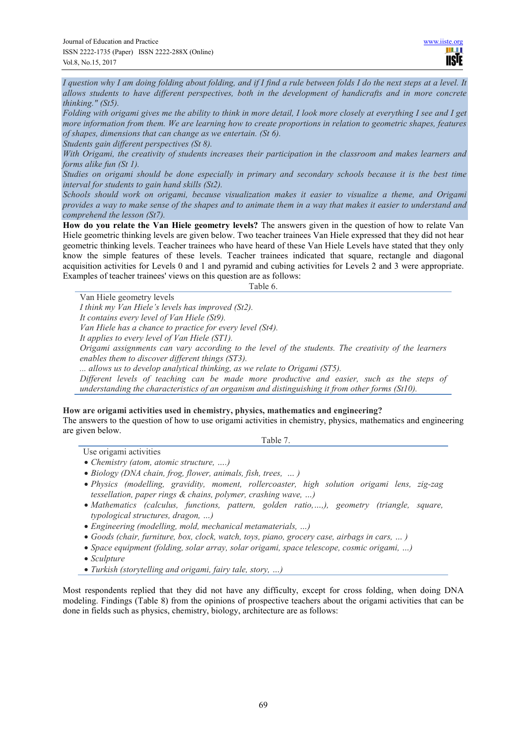*I question why I am doing folding about folding, and if I find a rule between folds I do the next steps at a level. It allows students to have different perspectives, both in the development of handicrafts and in more concrete thinking." (St5).*

*Folding with origami gives me the ability to think in more detail, I look more closely at everything I see and I get more information from them. We are learning how to create proportions in relation to geometric shapes, features of shapes, dimensions that can change as we entertain. (St 6).*

*Students gain different perspectives (St 8).*

*With Origami, the creativity of students increases their participation in the classroom and makes learners and forms alike fun (St 1).*

*Studies on origami should be done especially in primary and secondary schools because it is the best time interval for students to gain hand skills (St2).*

*Schools should work on origami, because visualization makes it easier to visualize a theme, and Origami provides a way to make sense of the shapes and to animate them in a way that makes it easier to understand and comprehend the lesson (St7).*

**How do you relate the Van Hiele geometry levels?** The answers given in the question of how to relate Van Hiele geometric thinking levels are given below. Two teacher trainees Van Hiele expressed that they did not hear geometric thinking levels. Teacher trainees who have heard of these Van Hiele Levels have stated that they only know the simple features of these levels. Teacher trainees indicated that square, rectangle and diagonal acquisition activities for Levels 0 and 1 and pyramid and cubing activities for Levels 2 and 3 were appropriate. Examples of teacher trainees' views on this question are as follows:

Table 6.

| Van Hiele geometry levels |
|---|
| *I think my Van Hiele's levels has improved (St2).* |
| *It contains every level of Van Hiele (St9).* |
| *Van Hiele has a chance to practice for every level (St4).* |
| *It applies to every level of Van Hiele (ST1).* |
| *Origami assignments can vary according to the level of the students. The creativity of the learners enables them to discover different things (ST3).* |
| *... allows us to develop analytical thinking, as we relate to Origami (ST5).* |
| *Different levels of teaching can be made more productive and easier, such as the steps of understanding the characteristics of an organism and distinguishing it from other forms (St10).* |

**How are origami activities used in chemistry, physics, mathematics and engineering?**

The answers to the question of how to use origami activities in chemistry, physics, mathematics and engineering are given below.

Table 7.

| Use origami activities |
|---|
| • *Chemistry (atom, atomic structure, ….)* |
| • *Biology (DNA chain, frog, flower, animals, fish, trees, … )* |
| • *Physics (modelling, gravidity, moment, rollercoaster, high solution origami lens, zig-zag tessellation, paper rings & chains, polymer, crashing wave, …)* |
| • *Mathematics (calculus, functions, pattern, golden ratio,…,), geometry (triangle, square, typological structures, dragon, …)* |
| • *Engineering (modelling, mold, mechanical metamaterials, …)* |
| • *Goods (chair, furniture, box, clock, watch, toys, piano, grocery case, airbags in cars, … )* |
| • *Space equipment (folding, solar array, solar origami, space telescope, cosmic origami, …)* |
| • *Sculpture* |
| • *Turkish (storytelling and origami, fairy tale, story, …)* |

Most respondents replied that they did not have any difficulty, except for cross folding, when doing DNA modeling. Findings (Table 8) from the opinions of prospective teachers about the origami activities that can be done in fields such as physics, chemistry, biology, architecture are as follows: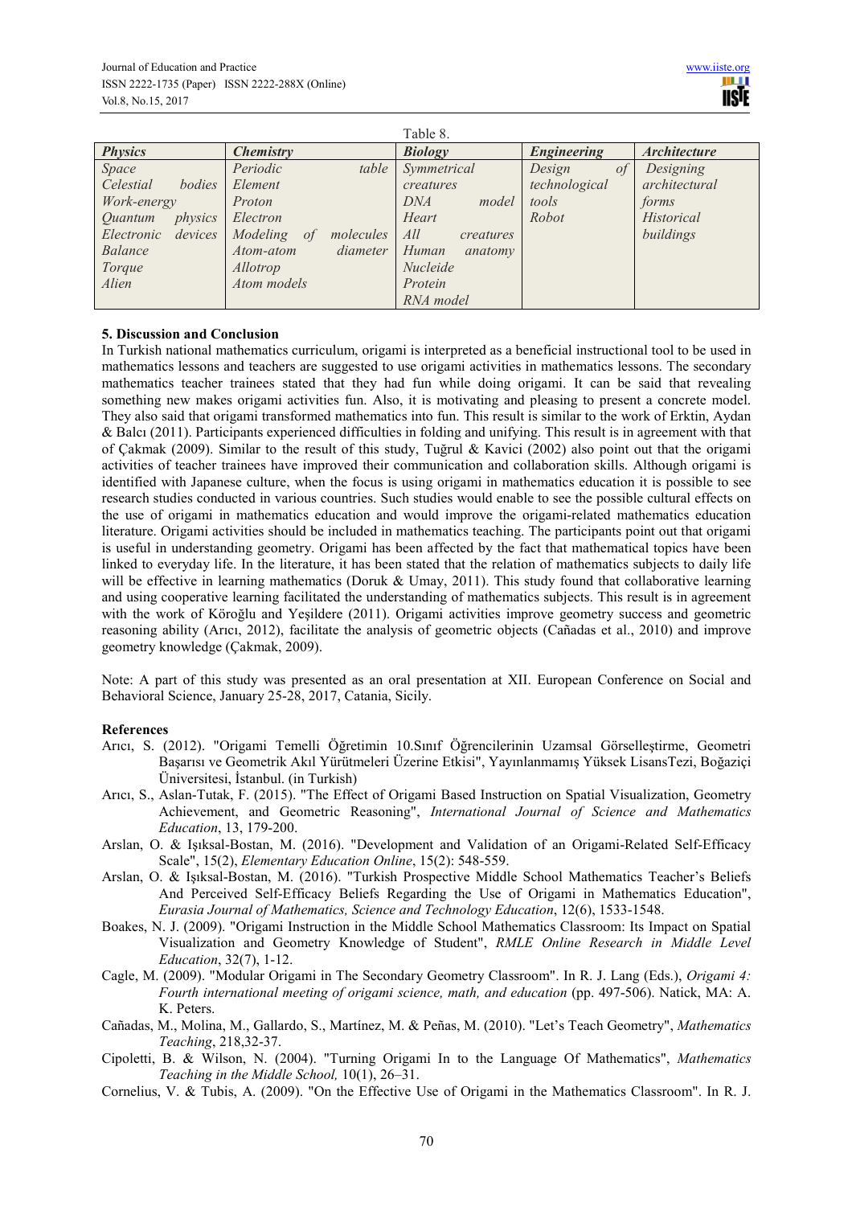Table 8.

| *Physics* | *Chemistry* | *Biology* | *Engineering* | *Architecture* |
|---|---|---|---|---|
| *Space* | *Periodic table* | *Symmetrical creatures* | *Design of technological tools* | *Designing architectural forms* |
| *Celestial bodies* | *Element* | *DNA model* | *Robot* | *Historical buildings* |
| *Work-energy* | *Proton* | *Heart* | | |
| *Quantum physics* | *Electron* | *All creatures* | | |
| *Electronic devices* | *Modeling of molecules* | *Human anatomy* | | |
| *Balance* | *Atom-atom diameter* | *Nucleide* | | |
| *Torque* | *Allotrop* | *Protein* | | |
| *Alien* | *Atom models* | *RNA model* | | |

**5. Discussion and Conclusion**

In Turkish national mathematics curriculum, origami is interpreted as a beneficial instructional tool to be used in mathematics lessons and teachers are suggested to use origami activities in mathematics lessons. The secondary mathematics teacher trainees stated that they had fun while doing origami. It can be said that revealing something new makes origami activities fun. Also, it is motivating and pleasing to present a concrete model. They also said that origami transformed mathematics into fun. This result is similar to the work of Erktin, Aydan & Balcı (2011). Participants experienced difficulties in folding and unifying. This result is in agreement with that of Çakmak (2009). Similar to the result of this study, Tuğrul & Kavici (2002) also point out that the origami activities of teacher trainees have improved their communication and collaboration skills. Although origami is identified with Japanese culture, when the focus is using origami in mathematics education it is possible to see research studies conducted in various countries. Such studies would enable to see the possible cultural effects on the use of origami in mathematics education and would improve the origami-related mathematics education literature. Origami activities should be included in mathematics teaching. The participants point out that origami is useful in understanding geometry. Origami has been affected by the fact that mathematical topics have been linked to everyday life. In the literature, it has been stated that the relation of mathematics subjects to daily life will be effective in learning mathematics (Doruk & Umay, 2011). This study found that collaborative learning and using cooperative learning facilitated the understanding of mathematics subjects. This result is in agreement with the work of Köroğlu and Yeşildere (2011). Origami activities improve geometry success and geometric reasoning ability (Arıcı, 2012), facilitate the analysis of geometric objects (Cañadas et al., 2010) and improve geometry knowledge (Çakmak, 2009).

Note: A part of this study was presented as an oral presentation at XII. European Conference on Social and Behavioral Science, January 25-28, 2017, Catania, Sicily.

**References**

Arıcı, S. (2012). "Origami Temelli Öğretimin 10.Sınıf Öğrencilerinin Uzamsal Görselleştirme, Geometri Başarısı ve Geometrik Akıl Yürütmeleri Üzerine Etkisi", Yayınlanmamış Yüksek LisansTezi, Boğaziçi Üniversitesi, İstanbul. (in Turkish)

Arıcı, S., Aslan-Tutak, F. (2015). "The Effect of Origami Based Instruction on Spatial Visualization, Geometry Achievement, and Geometric Reasoning", *International Journal of Science and Mathematics Education*, 13, 179-200.

Arslan, O. & Işıksal-Bostan, M. (2016). "Development and Validation of an Origami-Related Self-Efficacy Scale", 15(2), *Elementary Education Online*, 15(2): 548-559.

Arslan, O. & Işıksal-Bostan, M. (2016). "Turkish Prospective Middle School Mathematics Teacher's Beliefs And Perceived Self-Efficacy Beliefs Regarding the Use of Origami in Mathematics Education", *Eurasia Journal of Mathematics, Science and Technology Education*, 12(6), 1533-1548.

Boakes, N. J. (2009). "Origami Instruction in the Middle School Mathematics Classroom: Its Impact on Spatial Visualization and Geometry Knowledge of Student", *RMLE Online Research in Middle Level Education*, 32(7), 1-12.

Cagle, M. (2009). "Modular Origami in The Secondary Geometry Classroom". In R. J. Lang (Eds.), *Origami 4: Fourth international meeting of origami science, math, and education* (pp. 497-506). Natick, MA: A. K. Peters.

Cañadas, M., Molina, M., Gallardo, S., Martínez, M. & Peñas, M. (2010). "Let's Teach Geometry", *Mathematics Teaching*, 218,32-37.

Cipoletti, B. & Wilson, N. (2004). "Turning Origami In to the Language Of Mathematics", *Mathematics Teaching in the Middle School,* 10(1), 26–31.

Cornelius, V. & Tubis, A. (2009). "On the Effective Use of Origami in the Mathematics Classroom". In R. J.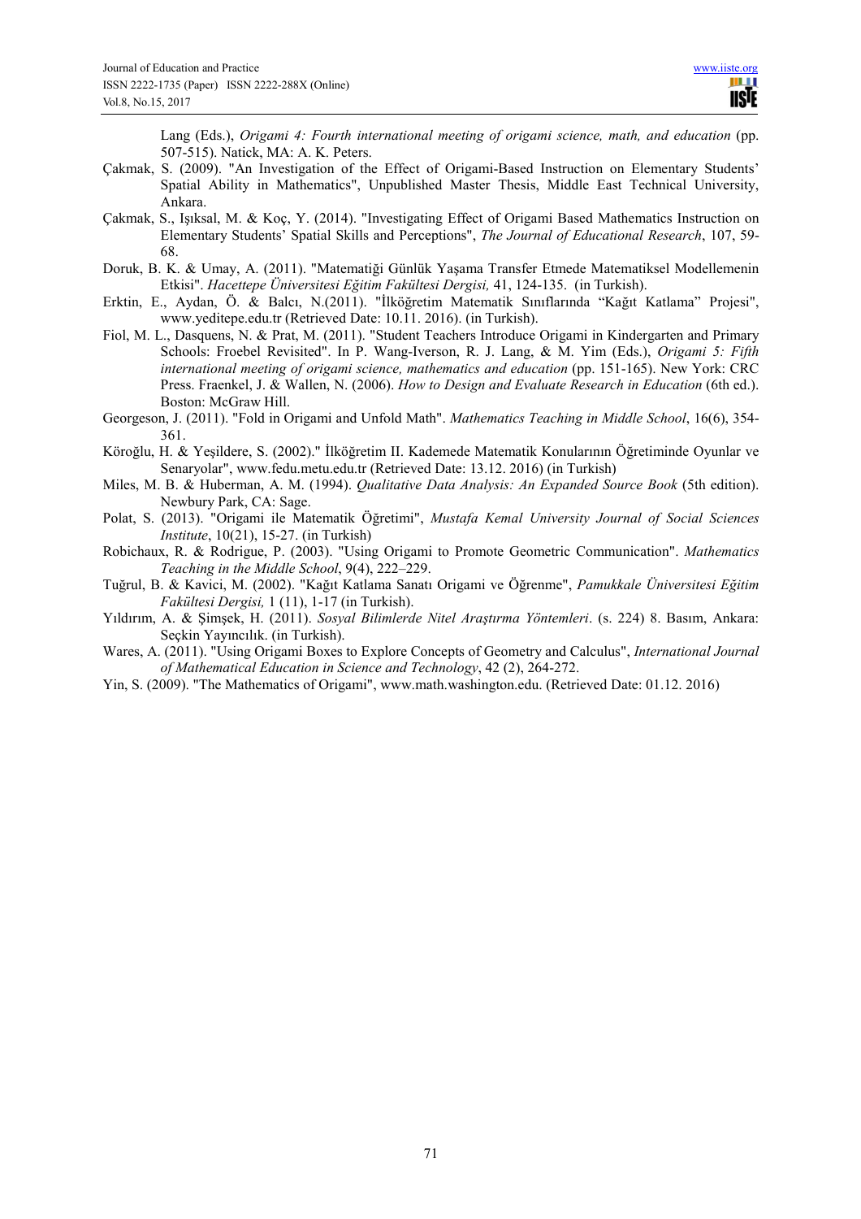Lang (Eds.), *Origami 4: Fourth international meeting of origami science, math, and education* (pp. 507-515). Natick, MA: A. K. Peters.

Çakmak, S. (2009). "An Investigation of the Effect of Origami-Based Instruction on Elementary Students' Spatial Ability in Mathematics", Unpublished Master Thesis, Middle East Technical University, Ankara.

Çakmak, S., Işıksal, M. & Koç, Y. (2014). "Investigating Effect of Origami Based Mathematics Instruction on Elementary Students' Spatial Skills and Perceptions", *The Journal of Educational Research*, 107, 59-68.

Doruk, B. K. & Umay, A. (2011). "Matematiği Günlük Yaşama Transfer Etmede Matematiksel Modellemenin Etkisi". *Hacettepe Üniversitesi Eğitim Fakültesi Dergisi,* 41, 124-135. (in Turkish).

Erktin, E., Aydan, Ö. & Balcı, N.(2011). "İlköğretim Matematik Sınıflarında "Kağıt Katlama" Projesi", www.yeditepe.edu.tr (Retrieved Date: 10.11. 2016). (in Turkish).

Fiol, M. L., Dasquens, N. & Prat, M. (2011). "Student Teachers Introduce Origami in Kindergarten and Primary Schools: Froebel Revisited". In P. Wang-Iverson, R. J. Lang, & M. Yim (Eds.), *Origami 5: Fifth international meeting of origami science, mathematics and education* (pp. 151-165). New York: CRC Press. Fraenkel, J. & Wallen, N. (2006). *How to Design and Evaluate Research in Education* (6th ed.). Boston: McGraw Hill.

Georgeson, J. (2011). "Fold in Origami and Unfold Math". *Mathematics Teaching in Middle School*, 16(6), 354-361.

Köroğlu, H. & Yeşildere, S. (2002)." İlköğretim II. Kademede Matematik Konularının Öğretiminde Oyunlar ve Senaryolar", www.fedu.metu.edu.tr (Retrieved Date: 13.12. 2016) (in Turkish)

Miles, M. B. & Huberman, A. M. (1994). *Qualitative Data Analysis: An Expanded Source Book* (5th edition). Newbury Park, CA: Sage.

Polat, S. (2013). "Origami ile Matematik Öğretimi", *Mustafa Kemal University Journal of Social Sciences Institute*, 10(21), 15-27. (in Turkish)

Robichaux, R. & Rodrigue, P. (2003). "Using Origami to Promote Geometric Communication". *Mathematics Teaching in the Middle School*, 9(4), 222–229.

Tuğrul, B. & Kavici, M. (2002). "Kağıt Katlama Sanatı Origami ve Öğrenme", *Pamukkale Üniversitesi Eğitim Fakültesi Dergisi,* 1 (11), 1-17 (in Turkish).

Yıldırım, A. & Şimşek, H. (2011). *Sosyal Bilimlerde Nitel Araştırma Yöntemleri*. (s. 224) 8. Basım, Ankara: Seçkin Yayıncılık. (in Turkish).

Wares, A. (2011). "Using Origami Boxes to Explore Concepts of Geometry and Calculus", *International Journal of Mathematical Education in Science and Technology*, 42 (2), 264-272.

Yin, S. (2009). "The Mathematics of Origami", www.math.washington.edu. (Retrieved Date: 01.12. 2016)